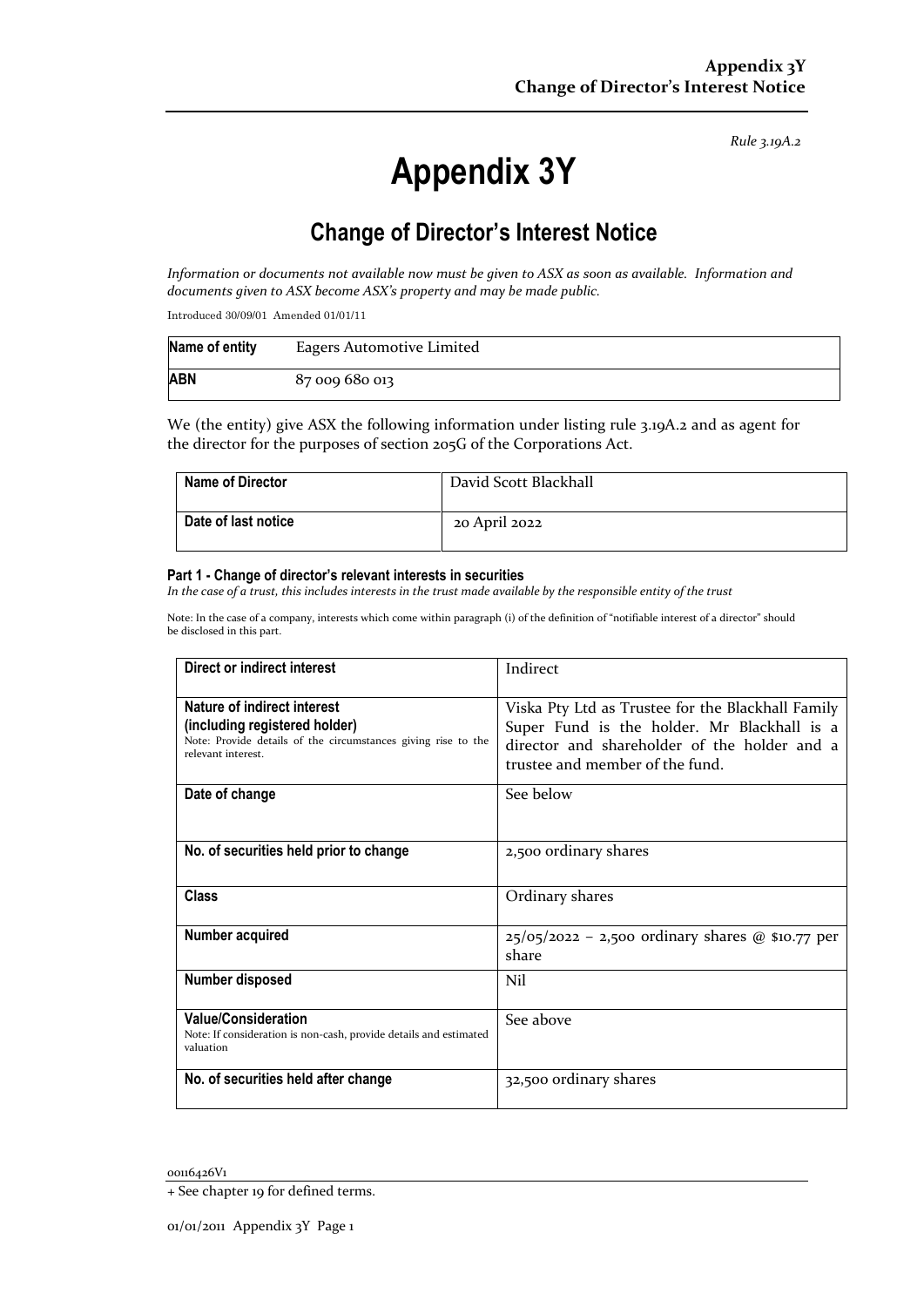*Rule 3.19A.2*

# Appendix 3Y

## Change of Director's Interest Notice

*Information or documents not available now must be given to ASX as soon as available. Information and documents given to ASX become ASX's property and may be made public.*

Introduced 30/09/01 Amended 01/01/11

| **Name of entity** | Eagers Automotive Limited |
|---|---|
| **ABN** | 87 009 680 013 |

We (the entity) give ASX the following information under listing rule 3.19A.2 and as agent for the director for the purposes of section 205G of the Corporations Act.

| **Name of Director** | David Scott Blackhall |
|---|---|
| **Date of last notice** | 20 April 2022 |

#### Part 1 - Change of director's relevant interests in securities

*In the case of a trust, this includes interests in the trust made available by the responsible entity of the trust*

Note: In the case of a company, interests which come within paragraph (i) of the definition of "notifiable interest of a director" should be disclosed in this part.

| **Direct or indirect interest** | Indirect |
|---|---|
| **Nature of indirect interest (including registered holder)** Note: Provide details of the circumstances giving rise to the relevant interest. | Viska Pty Ltd as Trustee for the Blackhall Family Super Fund is the holder. Mr Blackhall is a director and shareholder of the holder and a trustee and member of the fund. |
| **Date of change** | See below |
| **No. of securities held prior to change** | 2,500 ordinary shares |
| **Class** | Ordinary shares |
| **Number acquired** | 25/05/2022 – 2,500 ordinary shares @ $10.77 per share |
| **Number disposed** | Nil |
| **Value/Consideration** Note: If consideration is non-cash, provide details and estimated valuation | See above |
| **No. of securities held after change** | 32,500 ordinary shares |

00116426V1

+ See chapter 19 for defined terms.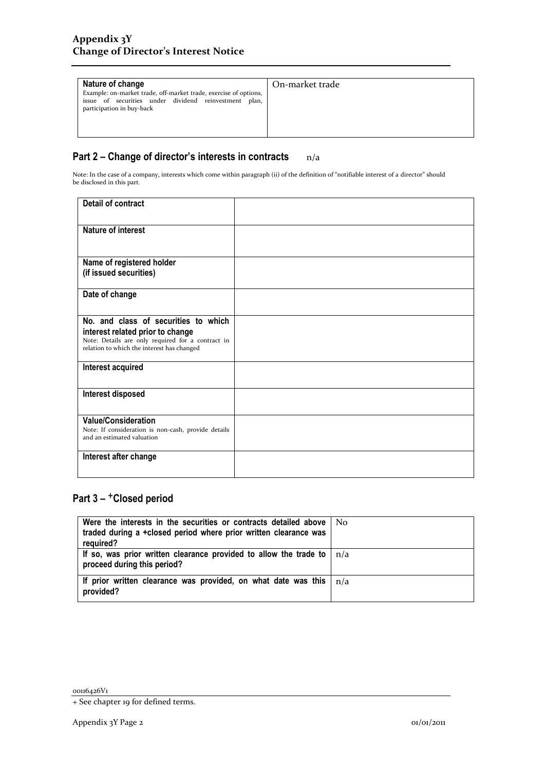| | |
|---|---|
| **Nature of change**<br>Example: on-market trade, off-market trade, exercise of options, issue of securities under dividend reinvestment plan, participation in buy-back | On-market trade |

## Part 2 – Change of director's interests in contracts n/a

Note: In the case of a company, interests which come within paragraph (ii) of the definition of "notifiable interest of a director" should be disclosed in this part.

| | |
|---|---|
| **Detail of contract** | |
| **Nature of interest** | |
| **Name of registered holder (if issued securities)** | |
| **Date of change** | |
| **No. and class of securities to which interest related prior to change**<br>Note: Details are only required for a contract in relation to which the interest has changed | |
| **Interest acquired** | |
| **Interest disposed** | |
| **Value/Consideration**<br>Note: If consideration is non-cash, provide details and an estimated valuation | |
| **Interest after change** | |

## Part 3 – +Closed period

| | |
|---|---|
| **Were the interests in the securities or contracts detailed above traded during a +closed period where prior written clearance was required?** | No |
| **If so, was prior written clearance provided to allow the trade to proceed during this period?** | n/a |
| **If prior written clearance was provided, on what date was this provided?** | n/a |

00116426V1

+ See chapter 19 for defined terms.